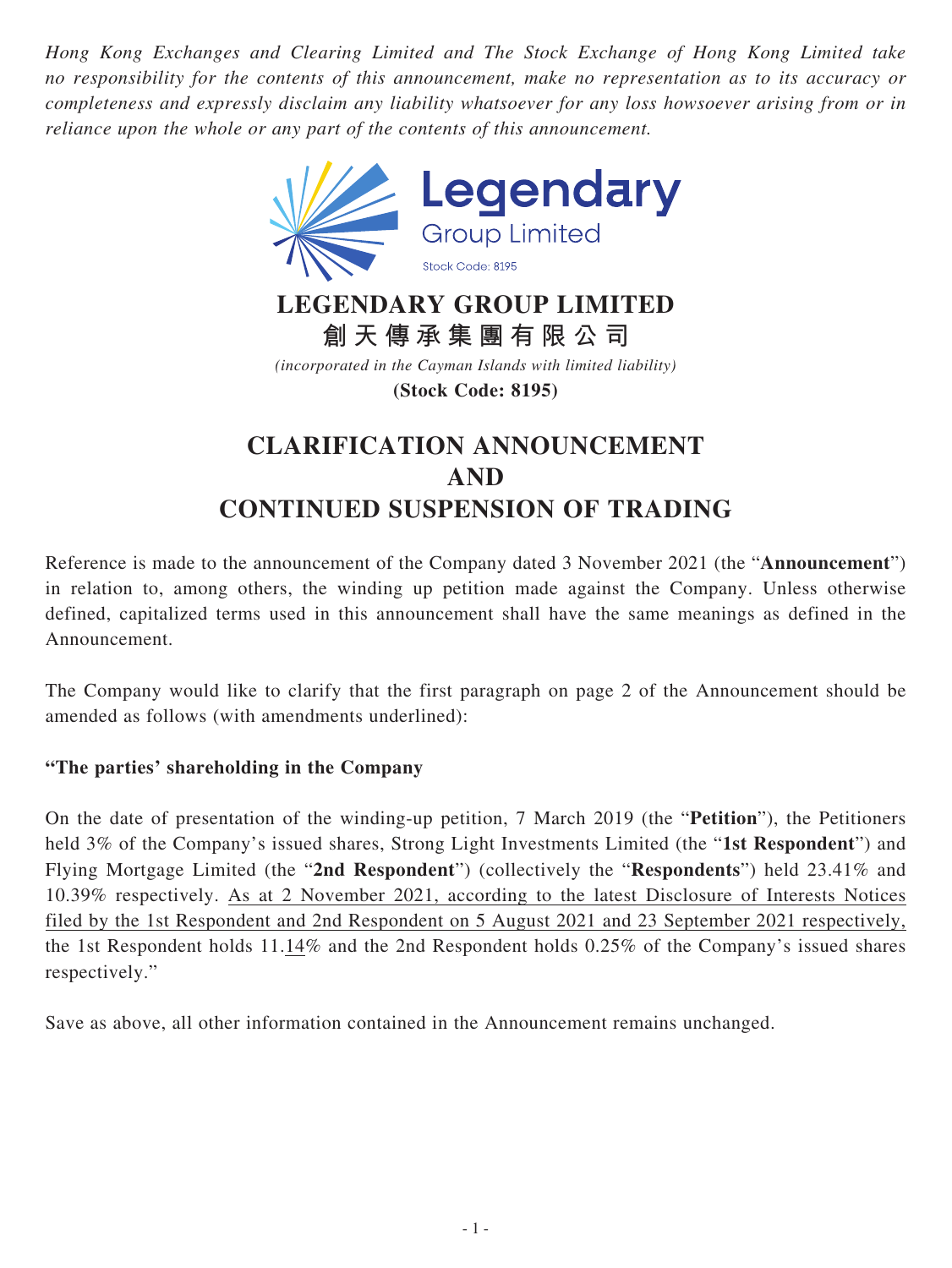*Hong Kong Exchanges and Clearing Limited and The Stock Exchange of Hong Kong Limited take no responsibility for the contents of this announcement, make no representation as to its accuracy or completeness and expressly disclaim any liability whatsoever for any loss howsoever arising from or in reliance upon the whole or any part of the contents of this announcement.*

Legendary Group Limited
Stock Code: 8195

# LEGENDARY GROUP LIMITED
# 創天傳承集團有限公司

*(incorporated in the Cayman Islands with limited liability)*

**(Stock Code: 8195)**

# CLARIFICATION ANNOUNCEMENT AND CONTINUED SUSPENSION OF TRADING

Reference is made to the announcement of the Company dated 3 November 2021 (the "**Announcement**") in relation to, among others, the winding up petition made against the Company. Unless otherwise defined, capitalized terms used in this announcement shall have the same meanings as defined in the Announcement.

The Company would like to clarify that the first paragraph on page 2 of the Announcement should be amended as follows (with amendments underlined):

**"The parties' shareholding in the Company**

On the date of presentation of the winding-up petition, 7 March 2019 (the "**Petition**"), the Petitioners held 3% of the Company's issued shares, Strong Light Investments Limited (the "**1st Respondent**") and Flying Mortgage Limited (the "**2nd Respondent**") (collectively the "**Respondents**") held 23.41% and 10.39% respectively. <u>As at 2 November 2021, according to the latest Disclosure of Interests Notices filed by the 1st Respondent and 2nd Respondent on 5 August 2021 and 23 September 2021 respectively,</u> the 1st Respondent holds 11.<u>14</u>% and the 2nd Respondent holds 0.25% of the Company's issued shares respectively."

Save as above, all other information contained in the Announcement remains unchanged.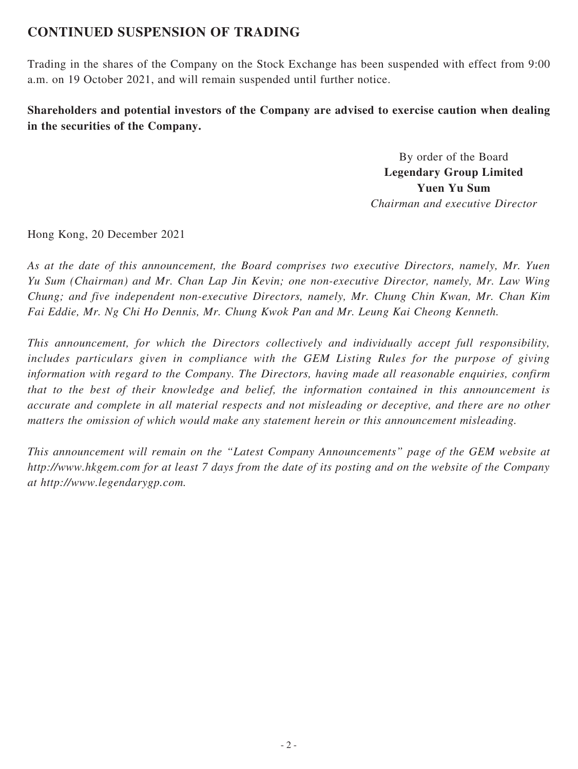## CONTINUED SUSPENSION OF TRADING

Trading in the shares of the Company on the Stock Exchange has been suspended with effect from 9:00 a.m. on 19 October 2021, and will remain suspended until further notice.

**Shareholders and potential investors of the Company are advised to exercise caution when dealing in the securities of the Company.**

By order of the Board
**Legendary Group Limited**
**Yuen Yu Sum**
*Chairman and executive Director*

Hong Kong, 20 December 2021

*As at the date of this announcement, the Board comprises two executive Directors, namely, Mr. Yuen Yu Sum (Chairman) and Mr. Chan Lap Jin Kevin; one non-executive Director, namely, Mr. Law Wing Chung; and five independent non-executive Directors, namely, Mr. Chung Chin Kwan, Mr. Chan Kim Fai Eddie, Mr. Ng Chi Ho Dennis, Mr. Chung Kwok Pan and Mr. Leung Kai Cheong Kenneth.*

*This announcement, for which the Directors collectively and individually accept full responsibility, includes particulars given in compliance with the GEM Listing Rules for the purpose of giving information with regard to the Company. The Directors, having made all reasonable enquiries, confirm that to the best of their knowledge and belief, the information contained in this announcement is accurate and complete in all material respects and not misleading or deceptive, and there are no other matters the omission of which would make any statement herein or this announcement misleading.*

*This announcement will remain on the "Latest Company Announcements" page of the GEM website at http://www.hkgem.com for at least 7 days from the date of its posting and on the website of the Company at http://www.legendarygp.com.*